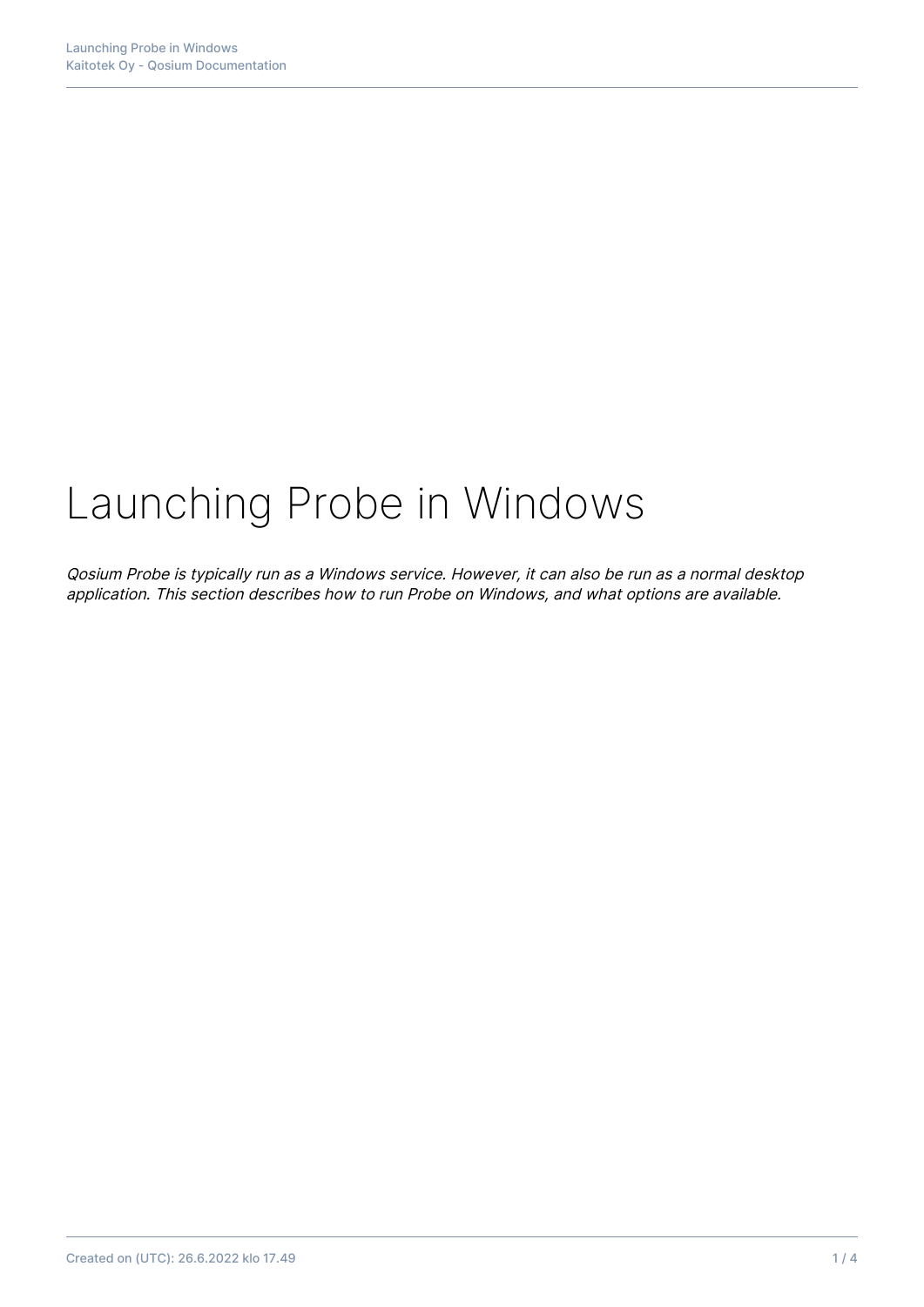# Launching Probe in Windows

*Qosium Probe is typically run as a Windows service. However, it can also be run as a normal desktop application. This section describes how to run Probe on Windows, and what options are available.*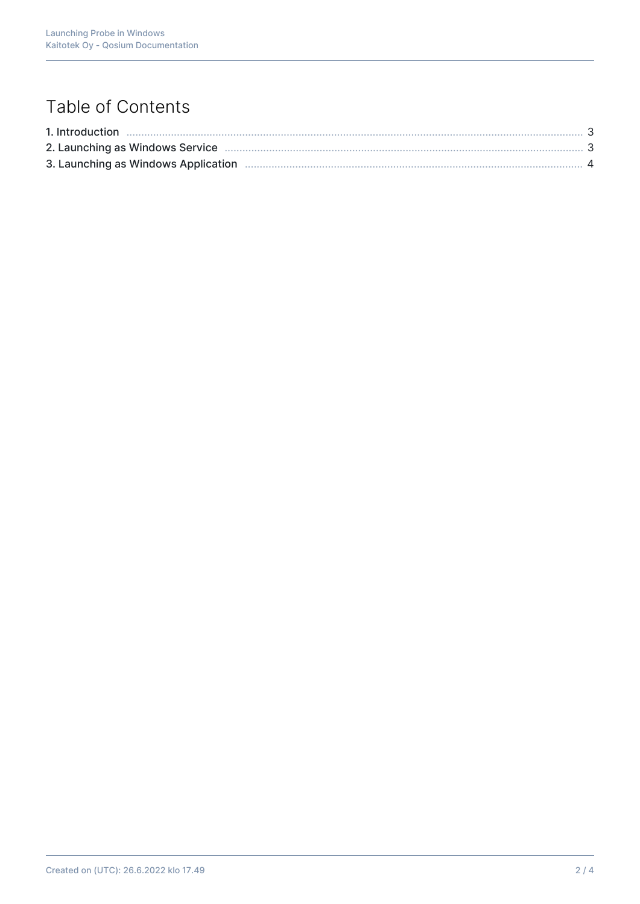# Table of Contents

1. Introduction ..... 3
2. Launching as Windows Service ..... 3
3. Launching as Windows Application ..... 4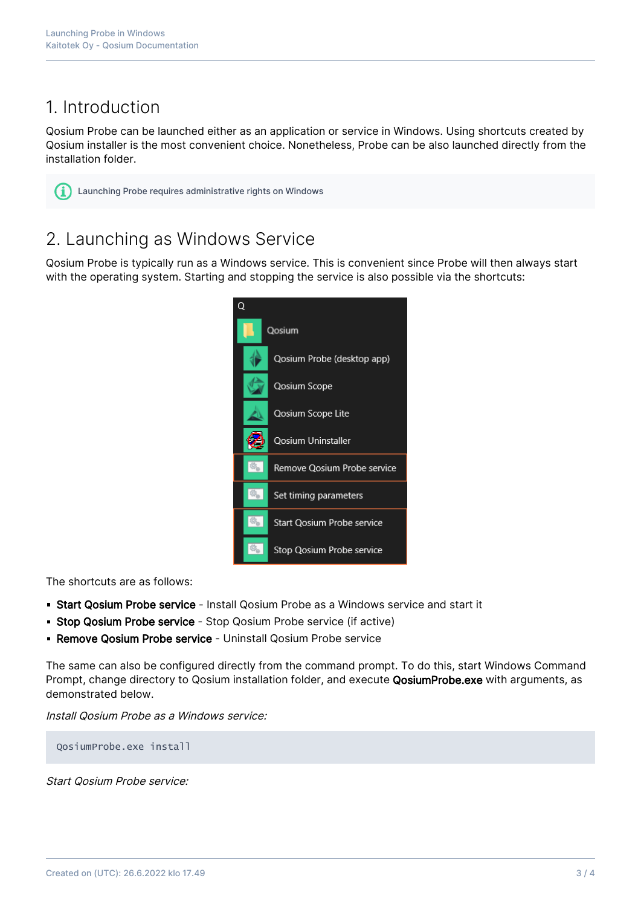# 1. Introduction

Qosium Probe can be launched either as an application or service in Windows. Using shortcuts created by Qosium installer is the most convenient choice. Nonetheless, Probe can be also launched directly from the installation folder.

> Launching Probe requires administrative rights on Windows

# 2. Launching as Windows Service

Qosium Probe is typically run as a Windows service. This is convenient since Probe will then always start with the operating system. Starting and stopping the service is also possible via the shortcuts:

The shortcuts are as follows:

- **Start Qosium Probe service** - Install Qosium Probe as a Windows service and start it
- **Stop Qosium Probe service** - Stop Qosium Probe service (if active)
- **Remove Qosium Probe service** - Uninstall Qosium Probe service

The same can also be configured directly from the command prompt. To do this, start Windows Command Prompt, change directory to Qosium installation folder, and execute **QosiumProbe.exe** with arguments, as demonstrated below.

*Install Qosium Probe as a Windows service:*

```
QosiumProbe.exe install
```

*Start Qosium Probe service:*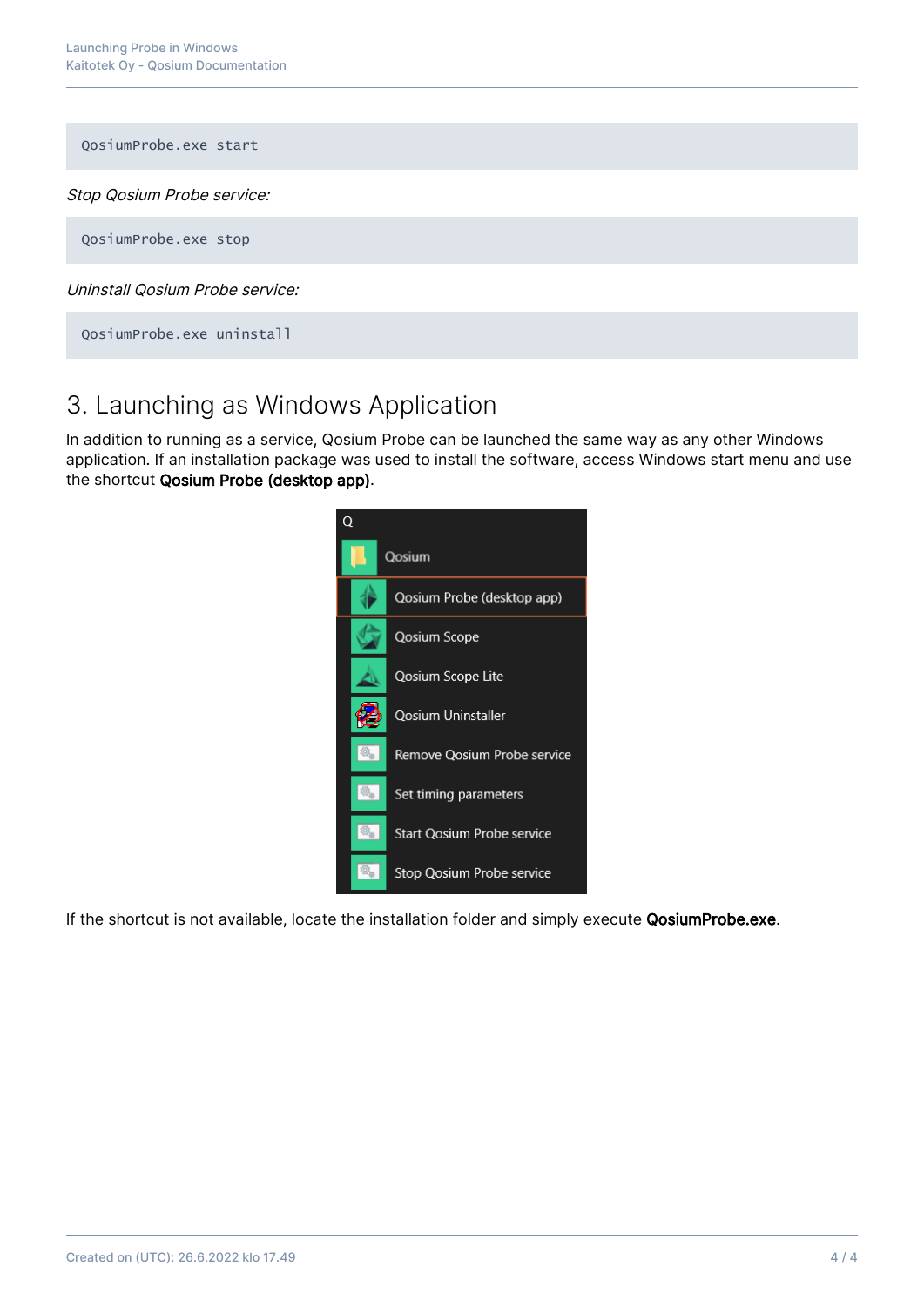```
QosiumProbe.exe start
```

*Stop Qosium Probe service:*

```
QosiumProbe.exe stop
```

*Uninstall Qosium Probe service:*

```
QosiumProbe.exe uninstall
```

# 3. Launching as Windows Application

In addition to running as a service, Qosium Probe can be launched the same way as any other Windows application. If an installation package was used to install the software, access Windows start menu and use the shortcut **Qosium Probe (desktop app)**.

If the shortcut is not available, locate the installation folder and simply execute **QosiumProbe.exe**.